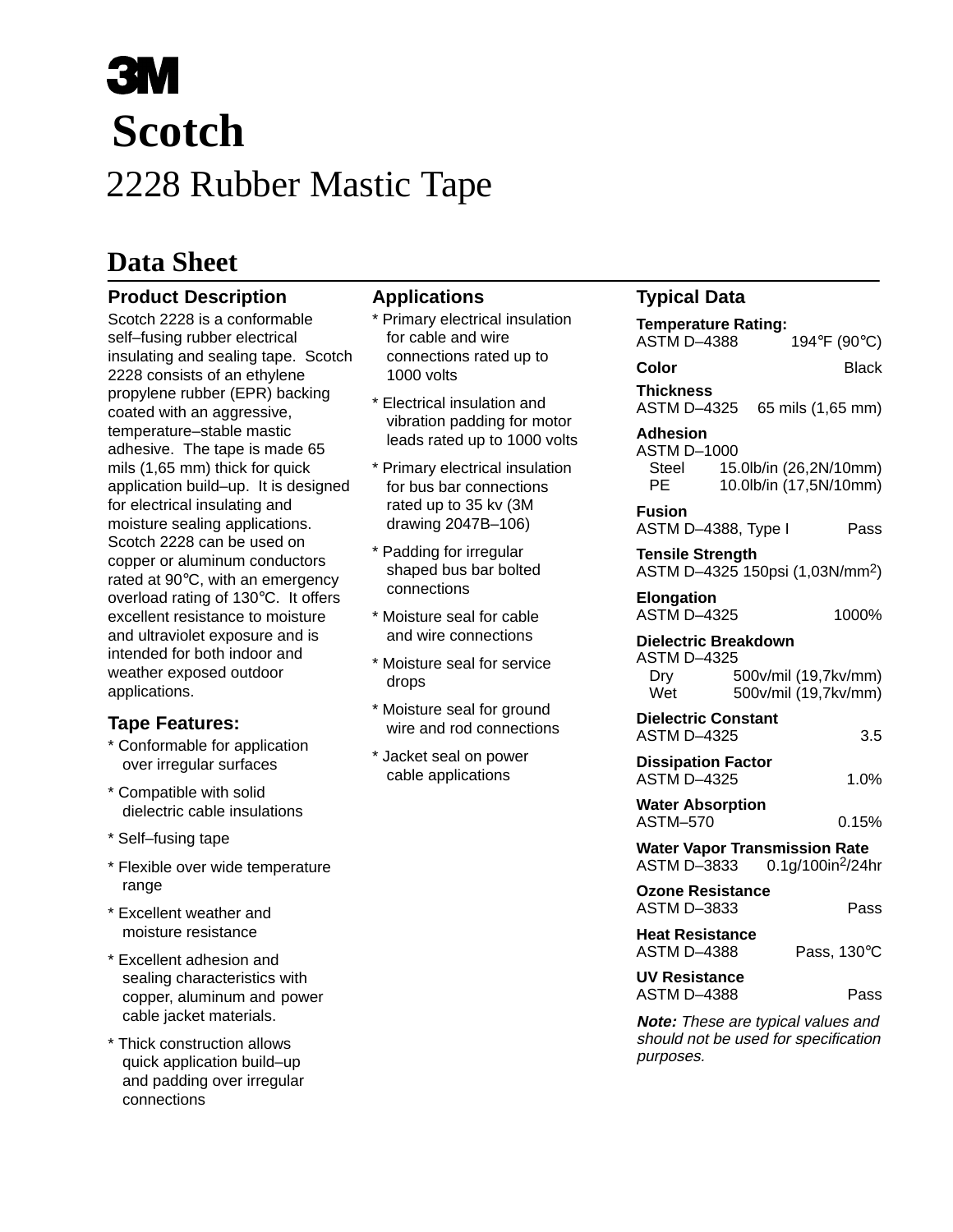# 3M

# Scotch

# 2228 Rubber Mastic Tape

## Data Sheet

### Product Description

Scotch 2228 is a conformable self–fusing rubber electrical insulating and sealing tape. Scotch 2228 consists of an ethylene propylene rubber (EPR) backing coated with an aggressive, temperature–stable mastic adhesive. The tape is made 65 mils (1,65 mm) thick for quick application build–up. It is designed for electrical insulating and moisture sealing applications. Scotch 2228 can be used on copper or aluminum conductors rated at 90°C, with an emergency overload rating of 130°C. It offers excellent resistance to moisture and ultraviolet exposure and is intended for both indoor and weather exposed outdoor applications.

### Tape Features:

* Conformable for application over irregular surfaces
* Compatible with solid dielectric cable insulations
* Self–fusing tape
* Flexible over wide temperature range
* Excellent weather and moisture resistance
* Excellent adhesion and sealing characteristics with copper, aluminum and power cable jacket materials.
* Thick construction allows quick application build–up and padding over irregular connections

### Applications

* Primary electrical insulation for cable and wire connections rated up to 1000 volts
* Electrical insulation and vibration padding for motor leads rated up to 1000 volts
* Primary electrical insulation for bus bar connections rated up to 35 kv (3M drawing 2047B–106)
* Padding for irregular shaped bus bar bolted connections
* Moisture seal for cable and wire connections
* Moisture seal for service drops
* Moisture seal for ground wire and rod connections
* Jacket seal on power cable applications

### Typical Data

**Temperature Rating:**
ASTM D–4388 — 194°F (90°C)

**Color** — Black

**Thickness**
ASTM D–4325 — 65 mils (1,65 mm)

**Adhesion**
ASTM D–1000
- Steel — 15.0lb/in (26,2N/10mm)
- PE — 10.0lb/in (17,5N/10mm)

**Fusion**
ASTM D–4388, Type I — Pass

**Tensile Strength**
ASTM D–4325 150psi (1,03N/mm$^2$)

**Elongation**
ASTM D–4325 — 1000%

**Dielectric Breakdown**
ASTM D–4325
- Dry — 500v/mil (19,7kv/mm)
- Wet — 500v/mil (19,7kv/mm)

**Dielectric Constant**
ASTM D–4325 — 3.5

**Dissipation Factor**
ASTM D–4325 — 1.0%

**Water Absorption**
ASTM–570 — 0.15%

**Water Vapor Transmission Rate**
ASTM D–3833 — 0.1g/100in$^2$/24hr

**Ozone Resistance**
ASTM D–3833 — Pass

**Heat Resistance**
ASTM D–4388 — Pass, 130°C

**UV Resistance**
ASTM D–4388 — Pass

***Note:*** *These are typical values and should not be used for specification purposes.*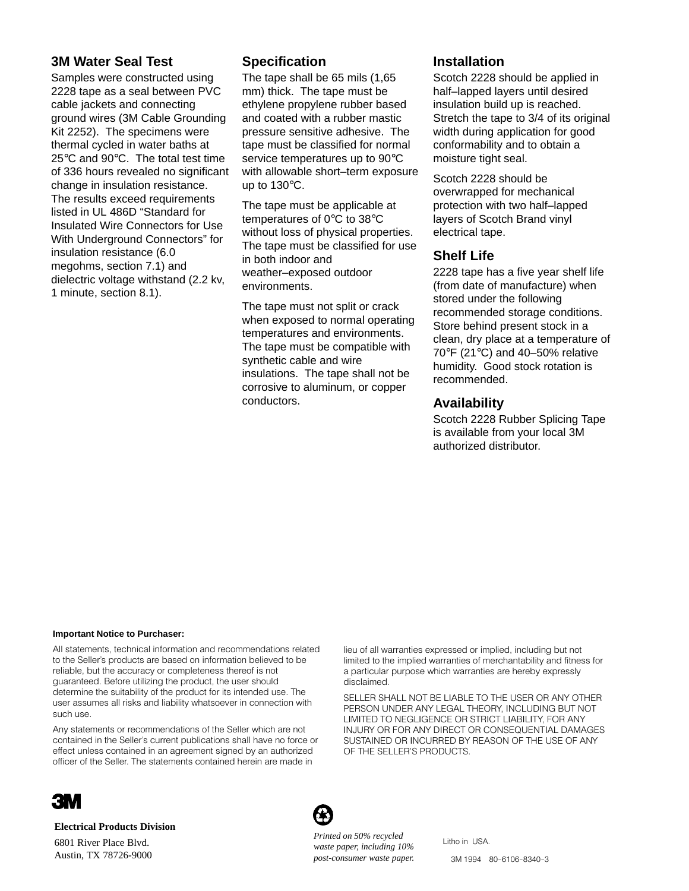## 3M Water Seal Test

Samples were constructed using 2228 tape as a seal between PVC cable jackets and connecting ground wires (3M Cable Grounding Kit 2252). The specimens were thermal cycled in water baths at 25°C and 90°C. The total test time of 336 hours revealed no significant change in insulation resistance. The results exceed requirements listed in UL 486D “Standard for Insulated Wire Connectors for Use With Underground Connectors” for insulation resistance (6.0 megohms, section 7.1) and dielectric voltage withstand (2.2 kv, 1 minute, section 8.1).

## Specification

The tape shall be 65 mils (1,65 mm) thick. The tape must be ethylene propylene rubber based and coated with a rubber mastic pressure sensitive adhesive. The tape must be classified for normal service temperatures up to 90°C with allowable short–term exposure up to 130°C.

The tape must be applicable at temperatures of 0°C to 38°C without loss of physical properties. The tape must be classified for use in both indoor and weather–exposed outdoor environments.

The tape must not split or crack when exposed to normal operating temperatures and environments. The tape must be compatible with synthetic cable and wire insulations. The tape shall not be corrosive to aluminum, or copper conductors.

## Installation

Scotch 2228 should be applied in half–lapped layers until desired insulation build up is reached. Stretch the tape to 3/4 of its original width during application for good conformability and to obtain a moisture tight seal.

Scotch 2228 should be overwrapped for mechanical protection with two half–lapped layers of Scotch Brand vinyl electrical tape.

## Shelf Life

2228 tape has a five year shelf life (from date of manufacture) when stored under the following recommended storage conditions. Store behind present stock in a clean, dry place at a temperature of 70°F (21°C) and 40–50% relative humidity. Good stock rotation is recommended.

## Availability

Scotch 2228 Rubber Splicing Tape is available from your local 3M authorized distributor.

**Important Notice to Purchaser:**

All statements, technical information and recommendations related to the Seller’s products are based on information believed to be reliable, but the accuracy or completeness thereof is not guaranteed. Before utilizing the product, the user should determine the suitability of the product for its intended use. The user assumes all risks and liability whatsoever in connection with such use.

Any statements or recommendations of the Seller which are not contained in the Seller’s current publications shall have no force or effect unless contained in an agreement signed by an authorized officer of the Seller. The statements contained herein are made in lieu of all warranties expressed or implied, including but not limited to the implied warranties of merchantability and fitness for a particular purpose which warranties are hereby expressly disclaimed.

SELLER SHALL NOT BE LIABLE TO THE USER OR ANY OTHER PERSON UNDER ANY LEGAL THEORY, INCLUDING BUT NOT LIMITED TO NEGLIGENCE OR STRICT LIABILITY, FOR ANY INJURY OR FOR ANY DIRECT OR CONSEQUENTIAL DAMAGES SUSTAINED OR INCURRED BY REASON OF THE USE OF ANY OF THE SELLER’S PRODUCTS.

3M

**Electrical Products Division**

6801 River Place Blvd.
Austin, TX 78726-9000

*Printed on 50% recycled waste paper, including 10% post-consumer waste paper.*

Litho in USA.

3M 1994 80-6106-8340-3